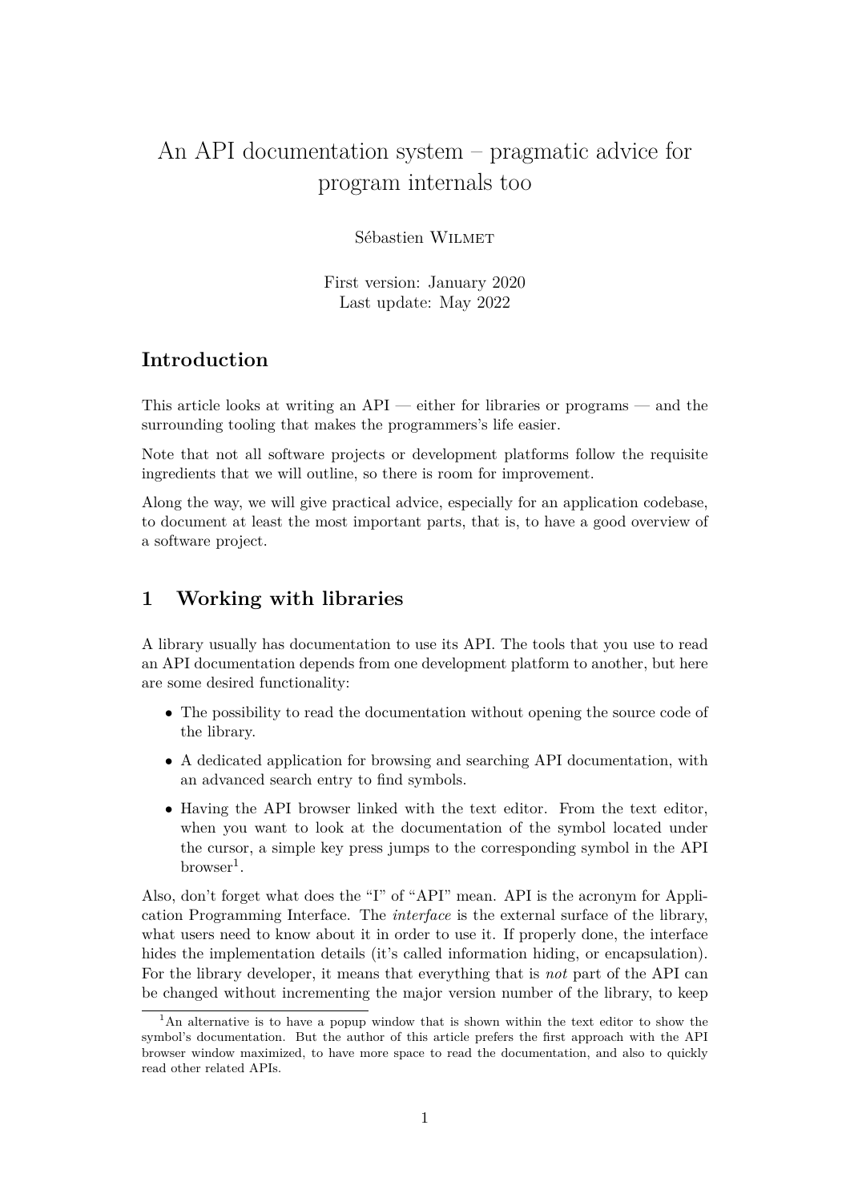# An API documentation system – pragmatic advice for program internals too

Sébastien Wilmet

First version: January 2020
Last update: May 2022

## Introduction

This article looks at writing an API — either for libraries or programs — and the surrounding tooling that makes the programmers's life easier.

Note that not all software projects or development platforms follow the requisite ingredients that we will outline, so there is room for improvement.

Along the way, we will give practical advice, especially for an application codebase, to document at least the most important parts, that is, to have a good overview of a software project.

## 1 Working with libraries

A library usually has documentation to use its API. The tools that you use to read an API documentation depends from one development platform to another, but here are some desired functionality:

- The possibility to read the documentation without opening the source code of the library.
- A dedicated application for browsing and searching API documentation, with an advanced search entry to find symbols.
- Having the API browser linked with the text editor. From the text editor, when you want to look at the documentation of the symbol located under the cursor, a simple key press jumps to the corresponding symbol in the API browser[1].

Also, don't forget what does the "I" of "API" mean. API is the acronym for Application Programming Interface. The *interface* is the external surface of the library, what users need to know about it in order to use it. If properly done, the interface hides the implementation details (it's called information hiding, or encapsulation). For the library developer, it means that everything that is *not* part of the API can be changed without incrementing the major version number of the library, to keep

[1] An alternative is to have a popup window that is shown within the text editor to show the symbol's documentation. But the author of this article prefers the first approach with the API browser window maximized, to have more space to read the documentation, and also to quickly read other related APIs.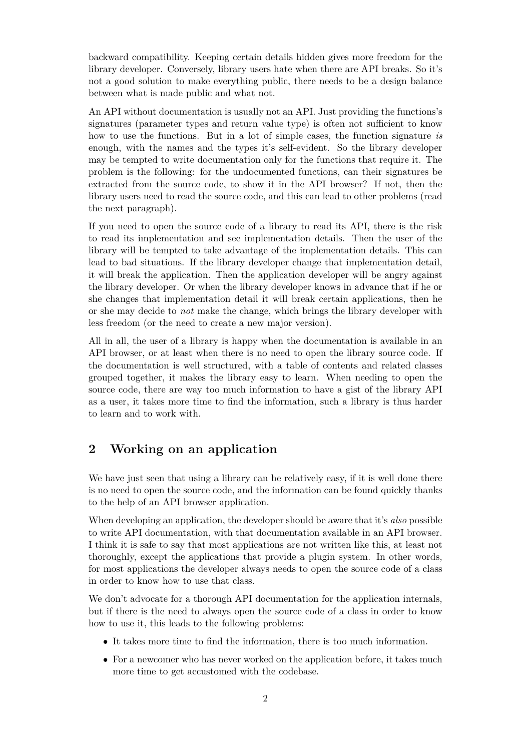backward compatibility. Keeping certain details hidden gives more freedom for the library developer. Conversely, library users hate when there are API breaks. So it's not a good solution to make everything public, there needs to be a design balance between what is made public and what not.

An API without documentation is usually not an API. Just providing the functions's signatures (parameter types and return value type) is often not sufficient to know how to use the functions. But in a lot of simple cases, the function signature *is* enough, with the names and the types it's self-evident. So the library developer may be tempted to write documentation only for the functions that require it. The problem is the following: for the undocumented functions, can their signatures be extracted from the source code, to show it in the API browser? If not, then the library users need to read the source code, and this can lead to other problems (read the next paragraph).

If you need to open the source code of a library to read its API, there is the risk to read its implementation and see implementation details. Then the user of the library will be tempted to take advantage of the implementation details. This can lead to bad situations. If the library developer change that implementation detail, it will break the application. Then the application developer will be angry against the library developer. Or when the library developer knows in advance that if he or she changes that implementation detail it will break certain applications, then he or she may decide to *not* make the change, which brings the library developer with less freedom (or the need to create a new major version).

All in all, the user of a library is happy when the documentation is available in an API browser, or at least when there is no need to open the library source code. If the documentation is well structured, with a table of contents and related classes grouped together, it makes the library easy to learn. When needing to open the source code, there are way too much information to have a gist of the library API as a user, it takes more time to find the information, such a library is thus harder to learn and to work with.

## 2 Working on an application

We have just seen that using a library can be relatively easy, if it is well done there is no need to open the source code, and the information can be found quickly thanks to the help of an API browser application.

When developing an application, the developer should be aware that it's *also* possible to write API documentation, with that documentation available in an API browser. I think it is safe to say that most applications are not written like this, at least not thoroughly, except the applications that provide a plugin system. In other words, for most applications the developer always needs to open the source code of a class in order to know how to use that class.

We don't advocate for a thorough API documentation for the application internals, but if there is the need to always open the source code of a class in order to know how to use it, this leads to the following problems:

- It takes more time to find the information, there is too much information.
- For a newcomer who has never worked on the application before, it takes much more time to get accustomed with the codebase.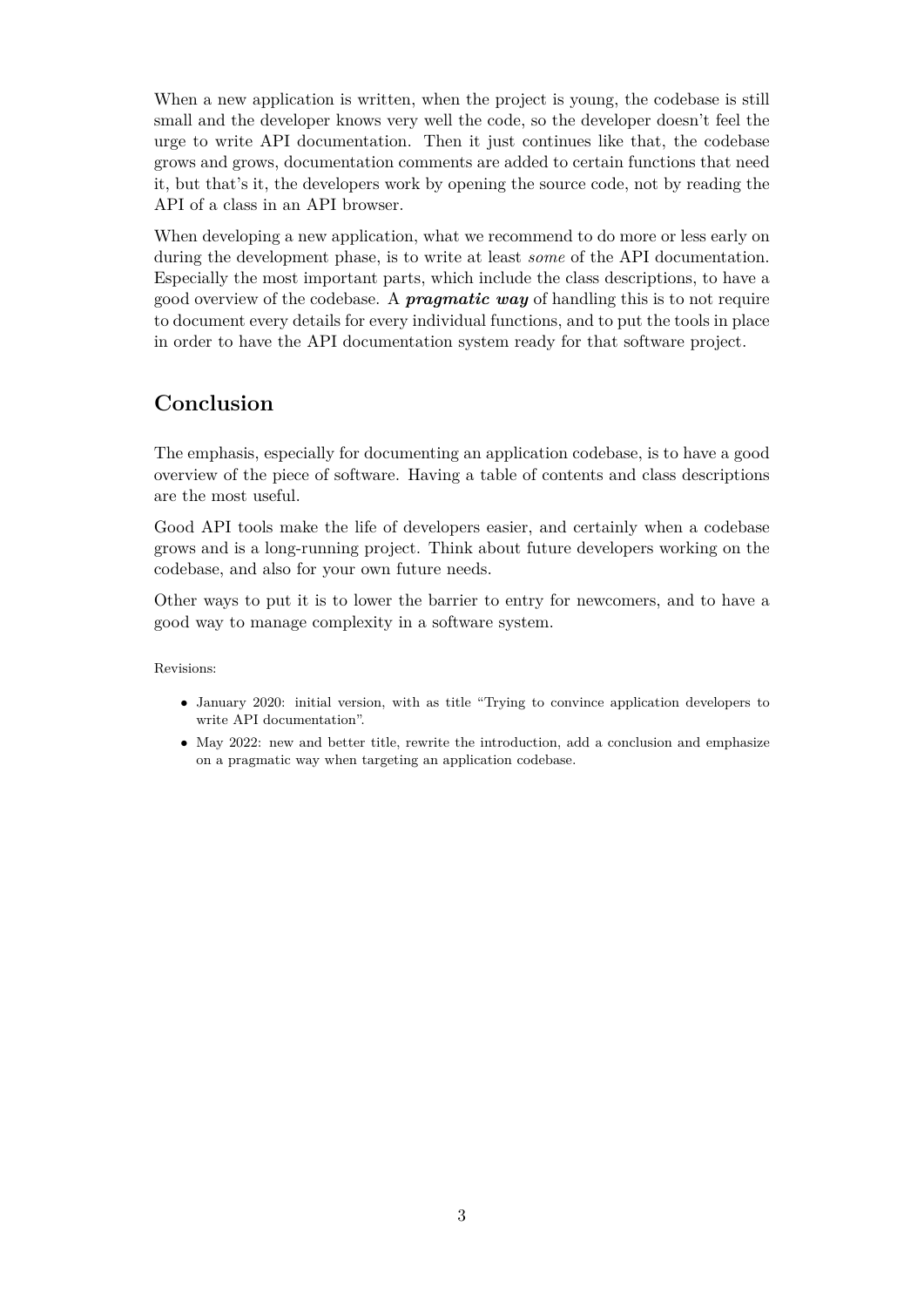When a new application is written, when the project is young, the codebase is still small and the developer knows very well the code, so the developer doesn't feel the urge to write API documentation. Then it just continues like that, the codebase grows and grows, documentation comments are added to certain functions that need it, but that's it, the developers work by opening the source code, not by reading the API of a class in an API browser.

When developing a new application, what we recommend to do more or less early on during the development phase, is to write at least *some* of the API documentation. Especially the most important parts, which include the class descriptions, to have a good overview of the codebase. A ***pragmatic way*** of handling this is to not require to document every details for every individual functions, and to put the tools in place in order to have the API documentation system ready for that software project.

## Conclusion

The emphasis, especially for documenting an application codebase, is to have a good overview of the piece of software. Having a table of contents and class descriptions are the most useful.

Good API tools make the life of developers easier, and certainly when a codebase grows and is a long-running project. Think about future developers working on the codebase, and also for your own future needs.

Other ways to put it is to lower the barrier to entry for newcomers, and to have a good way to manage complexity in a software system.

Revisions:

- January 2020: initial version, with as title "Trying to convince application developers to write API documentation".
- May 2022: new and better title, rewrite the introduction, add a conclusion and emphasize on a pragmatic way when targeting an application codebase.